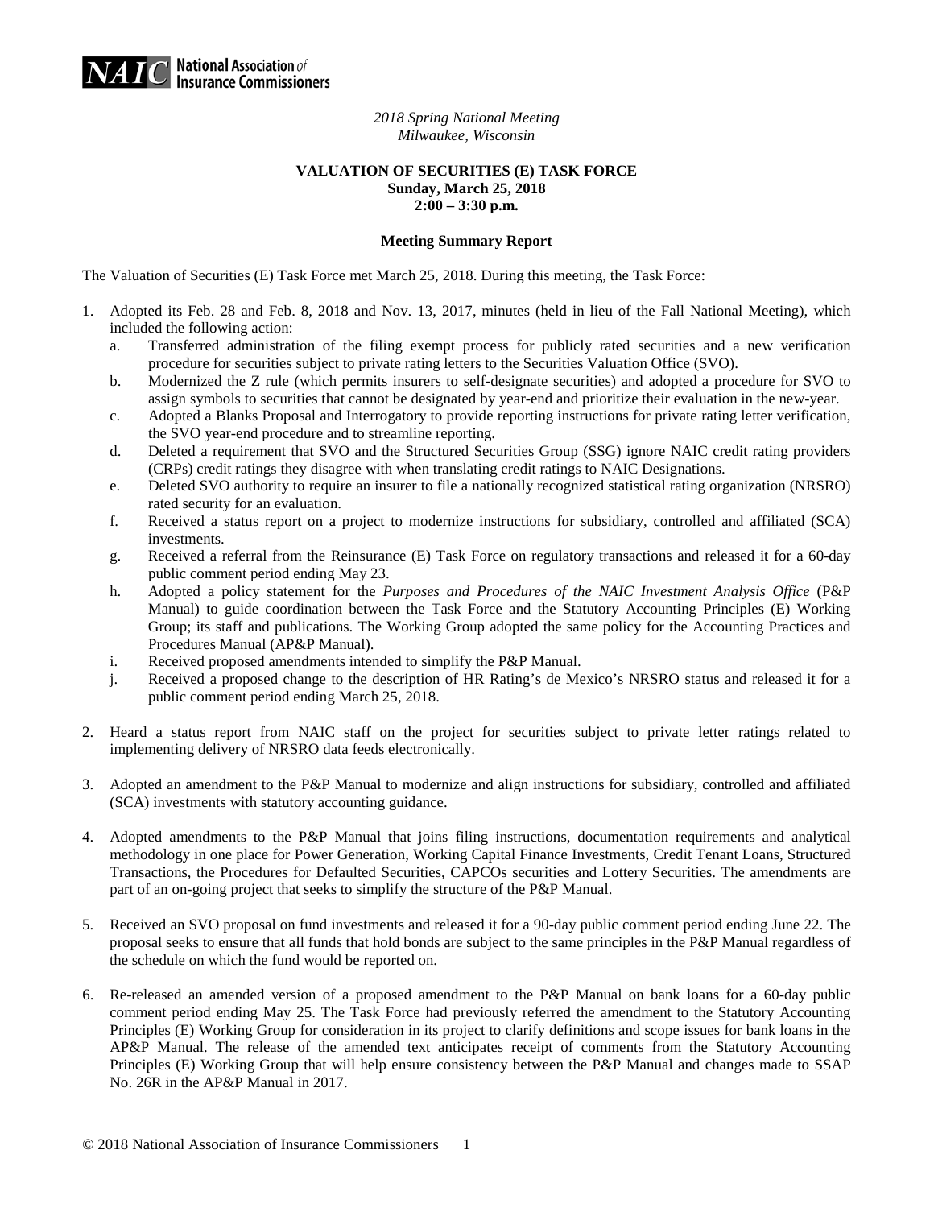*2018 Spring National Meeting*
*Milwaukee, Wisconsin*

**VALUATION OF SECURITIES (E) TASK FORCE**
**Sunday, March 25, 2018**
**2:00 – 3:30 p.m.**

**Meeting Summary Report**

The Valuation of Securities (E) Task Force met March 25, 2018. During this meeting, the Task Force:

1. Adopted its Feb. 28 and Feb. 8, 2018 and Nov. 13, 2017, minutes (held in lieu of the Fall National Meeting), which included the following action:
   a. Transferred administration of the filing exempt process for publicly rated securities and a new verification procedure for securities subject to private rating letters to the Securities Valuation Office (SVO).
   b. Modernized the Z rule (which permits insurers to self-designate securities) and adopted a procedure for SVO to assign symbols to securities that cannot be designated by year-end and prioritize their evaluation in the new-year.
   c. Adopted a Blanks Proposal and Interrogatory to provide reporting instructions for private rating letter verification, the SVO year-end procedure and to streamline reporting.
   d. Deleted a requirement that SVO and the Structured Securities Group (SSG) ignore NAIC credit rating providers (CRPs) credit ratings they disagree with when translating credit ratings to NAIC Designations.
   e. Deleted SVO authority to require an insurer to file a nationally recognized statistical rating organization (NRSRO) rated security for an evaluation.
   f. Received a status report on a project to modernize instructions for subsidiary, controlled and affiliated (SCA) investments.
   g. Received a referral from the Reinsurance (E) Task Force on regulatory transactions and released it for a 60-day public comment period ending May 23.
   h. Adopted a policy statement for the *Purposes and Procedures of the NAIC Investment Analysis Office* (P&P Manual) to guide coordination between the Task Force and the Statutory Accounting Principles (E) Working Group; its staff and publications. The Working Group adopted the same policy for the Accounting Practices and Procedures Manual (AP&P Manual).
   i. Received proposed amendments intended to simplify the P&P Manual.
   j. Received a proposed change to the description of HR Rating's de Mexico's NRSRO status and released it for a public comment period ending March 25, 2018.

2. Heard a status report from NAIC staff on the project for securities subject to private letter ratings related to implementing delivery of NRSRO data feeds electronically.

3. Adopted an amendment to the P&P Manual to modernize and align instructions for subsidiary, controlled and affiliated (SCA) investments with statutory accounting guidance.

4. Adopted amendments to the P&P Manual that joins filing instructions, documentation requirements and analytical methodology in one place for Power Generation, Working Capital Finance Investments, Credit Tenant Loans, Structured Transactions, the Procedures for Defaulted Securities, CAPCOs securities and Lottery Securities. The amendments are part of an on-going project that seeks to simplify the structure of the P&P Manual.

5. Received an SVO proposal on fund investments and released it for a 90-day public comment period ending June 22. The proposal seeks to ensure that all funds that hold bonds are subject to the same principles in the P&P Manual regardless of the schedule on which the fund would be reported on.

6. Re-released an amended version of a proposed amendment to the P&P Manual on bank loans for a 60-day public comment period ending May 25. The Task Force had previously referred the amendment to the Statutory Accounting Principles (E) Working Group for consideration in its project to clarify definitions and scope issues for bank loans in the AP&P Manual. The release of the amended text anticipates receipt of comments from the Statutory Accounting Principles (E) Working Group that will help ensure consistency between the P&P Manual and changes made to SSAP No. 26R in the AP&P Manual in 2017.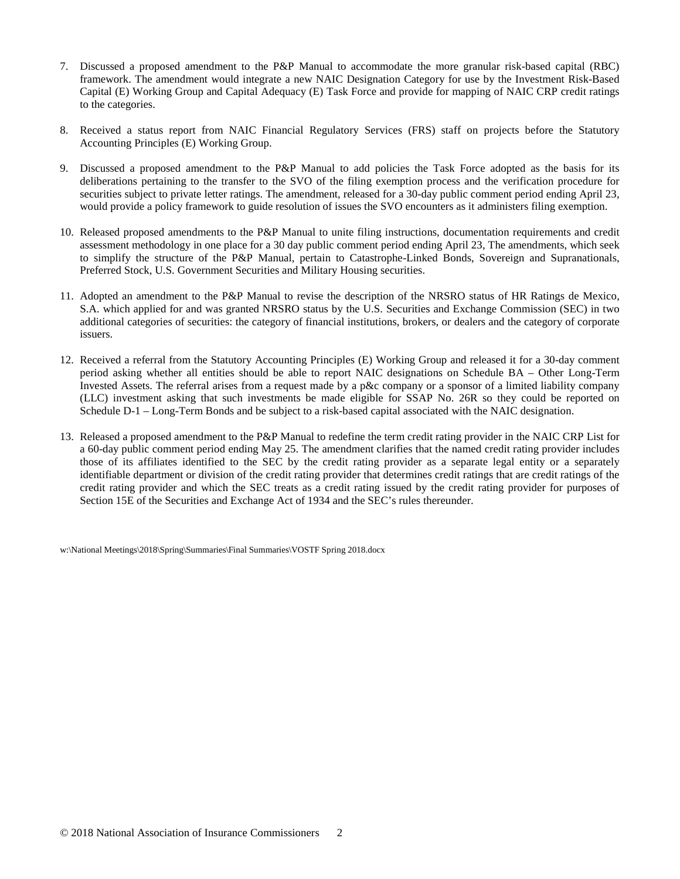7. Discussed a proposed amendment to the P&P Manual to accommodate the more granular risk-based capital (RBC) framework. The amendment would integrate a new NAIC Designation Category for use by the Investment Risk-Based Capital (E) Working Group and Capital Adequacy (E) Task Force and provide for mapping of NAIC CRP credit ratings to the categories.

8. Received a status report from NAIC Financial Regulatory Services (FRS) staff on projects before the Statutory Accounting Principles (E) Working Group.

9. Discussed a proposed amendment to the P&P Manual to add policies the Task Force adopted as the basis for its deliberations pertaining to the transfer to the SVO of the filing exemption process and the verification procedure for securities subject to private letter ratings. The amendment, released for a 30-day public comment period ending April 23, would provide a policy framework to guide resolution of issues the SVO encounters as it administers filing exemption.

10. Released proposed amendments to the P&P Manual to unite filing instructions, documentation requirements and credit assessment methodology in one place for a 30 day public comment period ending April 23, The amendments, which seek to simplify the structure of the P&P Manual, pertain to Catastrophe-Linked Bonds, Sovereign and Supranationals, Preferred Stock, U.S. Government Securities and Military Housing securities.

11. Adopted an amendment to the P&P Manual to revise the description of the NRSRO status of HR Ratings de Mexico, S.A. which applied for and was granted NRSRO status by the U.S. Securities and Exchange Commission (SEC) in two additional categories of securities: the category of financial institutions, brokers, or dealers and the category of corporate issuers.

12. Received a referral from the Statutory Accounting Principles (E) Working Group and released it for a 30-day comment period asking whether all entities should be able to report NAIC designations on Schedule BA – Other Long-Term Invested Assets. The referral arises from a request made by a p&c company or a sponsor of a limited liability company (LLC) investment asking that such investments be made eligible for SSAP No. 26R so they could be reported on Schedule D-1 – Long-Term Bonds and be subject to a risk-based capital associated with the NAIC designation.

13. Released a proposed amendment to the P&P Manual to redefine the term credit rating provider in the NAIC CRP List for a 60-day public comment period ending May 25. The amendment clarifies that the named credit rating provider includes those of its affiliates identified to the SEC by the credit rating provider as a separate legal entity or a separately identifiable department or division of the credit rating provider that determines credit ratings that are credit ratings of the credit rating provider and which the SEC treats as a credit rating issued by the credit rating provider for purposes of Section 15E of the Securities and Exchange Act of 1934 and the SEC's rules thereunder.

w:\National Meetings\2018\Spring\Summaries\Final Summaries\VOSTF Spring 2018.docx